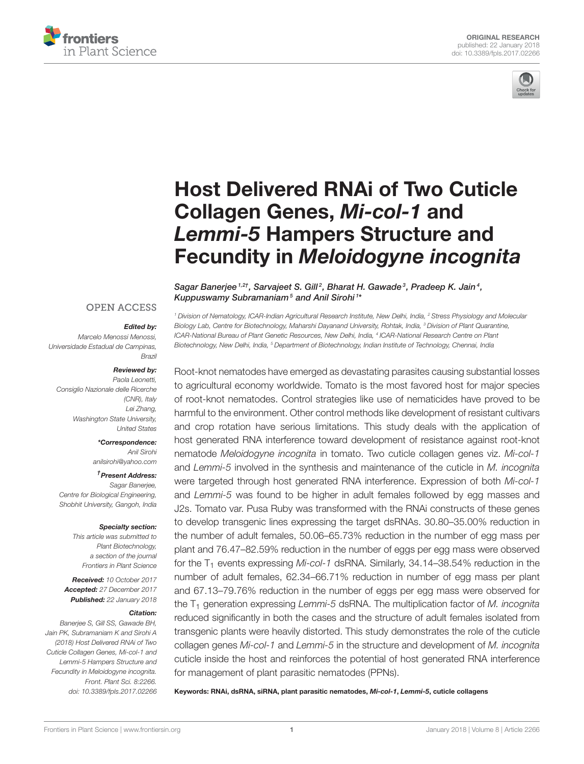ORIGINAL RESEARCH
published: 22 January 2018
doi: 10.3389/fpls.2017.02266

# Host Delivered RNAi of Two Cuticle Collagen Genes, *Mi-col-1* and *Lemmi-5* Hampers Structure and Fecundity in *Meloidogyne incognita*

*Sagar Banerjee[1,2†], Sarvajeet S. Gill[2], Bharat H. Gawade[3], Pradeep K. Jain[4], Kuppuswamy Subramaniam[5] and Anil Sirohi[1*]*

[1] Division of Nematology, ICAR-Indian Agricultural Research Institute, New Delhi, India, [2] Stress Physiology and Molecular Biology Lab, Centre for Biotechnology, Maharshi Dayanand University, Rohtak, India, [3] Division of Plant Quarantine, ICAR-National Bureau of Plant Genetic Resources, New Delhi, India, [4] ICAR-National Research Centre on Plant Biotechnology, New Delhi, India, [5] Department of Biotechnology, Indian Institute of Technology, Chennai, India

OPEN ACCESS

**Edited by:**
Marcelo Menossi Menossi,
Universidade Estadual de Campinas, Brazil

**Reviewed by:**
Paola Leonetti,
Consiglio Nazionale delle Ricerche (CNR), Italy
Lei Zhang,
Washington State University, United States

***Correspondence:**
Anil Sirohi
anilsirohi@yahoo.com

**†Present Address:**
Sagar Banerjee,
Centre for Biological Engineering, Shobhit University, Gangoh, India

**Specialty section:**
This article was submitted to Plant Biotechnology, a section of the journal Frontiers in Plant Science

**Received:** 10 October 2017
**Accepted:** 27 December 2017
**Published:** 22 January 2018

**Citation:**
Banerjee S, Gill SS, Gawade BH, Jain PK, Subramaniam K and Sirohi A (2018) Host Delivered RNAi of Two Cuticle Collagen Genes, Mi-col-1 and Lemmi-5 Hampers Structure and Fecundity in Meloidogyne incognita. Front. Plant Sci. 8:2266. doi: 10.3389/fpls.2017.02266

Root-knot nematodes have emerged as devastating parasites causing substantial losses to agricultural economy worldwide. Tomato is the most favored host for major species of root-knot nematodes. Control strategies like use of nematicides have proved to be harmful to the environment. Other control methods like development of resistant cultivars and crop rotation have serious limitations. This study deals with the application of host generated RNA interference toward development of resistance against root-knot nematode *Meloidogyne incognita* in tomato. Two cuticle collagen genes viz. *Mi-col-1* and *Lemmi-5* involved in the synthesis and maintenance of the cuticle in *M. incognita* were targeted through host generated RNA interference. Expression of both *Mi-col-1* and *Lemmi-5* was found to be higher in adult females followed by egg masses and J2s. Tomato var. Pusa Ruby was transformed with the RNAi constructs of these genes to develop transgenic lines expressing the target dsRNAs. 30.80–35.00% reduction in the number of adult females, 50.06–65.73% reduction in the number of egg mass per plant and 76.47–82.59% reduction in the number of eggs per egg mass were observed for the $T_1$ events expressing *Mi-col-1* dsRNA. Similarly, 34.14–38.54% reduction in the number of adult females, 62.34–66.71% reduction in number of egg mass per plant and 67.13–79.76% reduction in the number of eggs per egg mass were observed for the $T_1$ generation expressing *Lemmi-5* dsRNA. The multiplication factor of *M. incognita* reduced significantly in both the cases and the structure of adult females isolated from transgenic plants were heavily distorted. This study demonstrates the role of the cuticle collagen genes *Mi-col-1* and *Lemmi-5* in the structure and development of *M. incognita* cuticle inside the host and reinforces the potential of host generated RNA interference for management of plant parasitic nematodes (PPNs).

**Keywords: RNAi, dsRNA, siRNA, plant parasitic nematodes, *Mi-col-1*, *Lemmi-5*, cuticle collagens**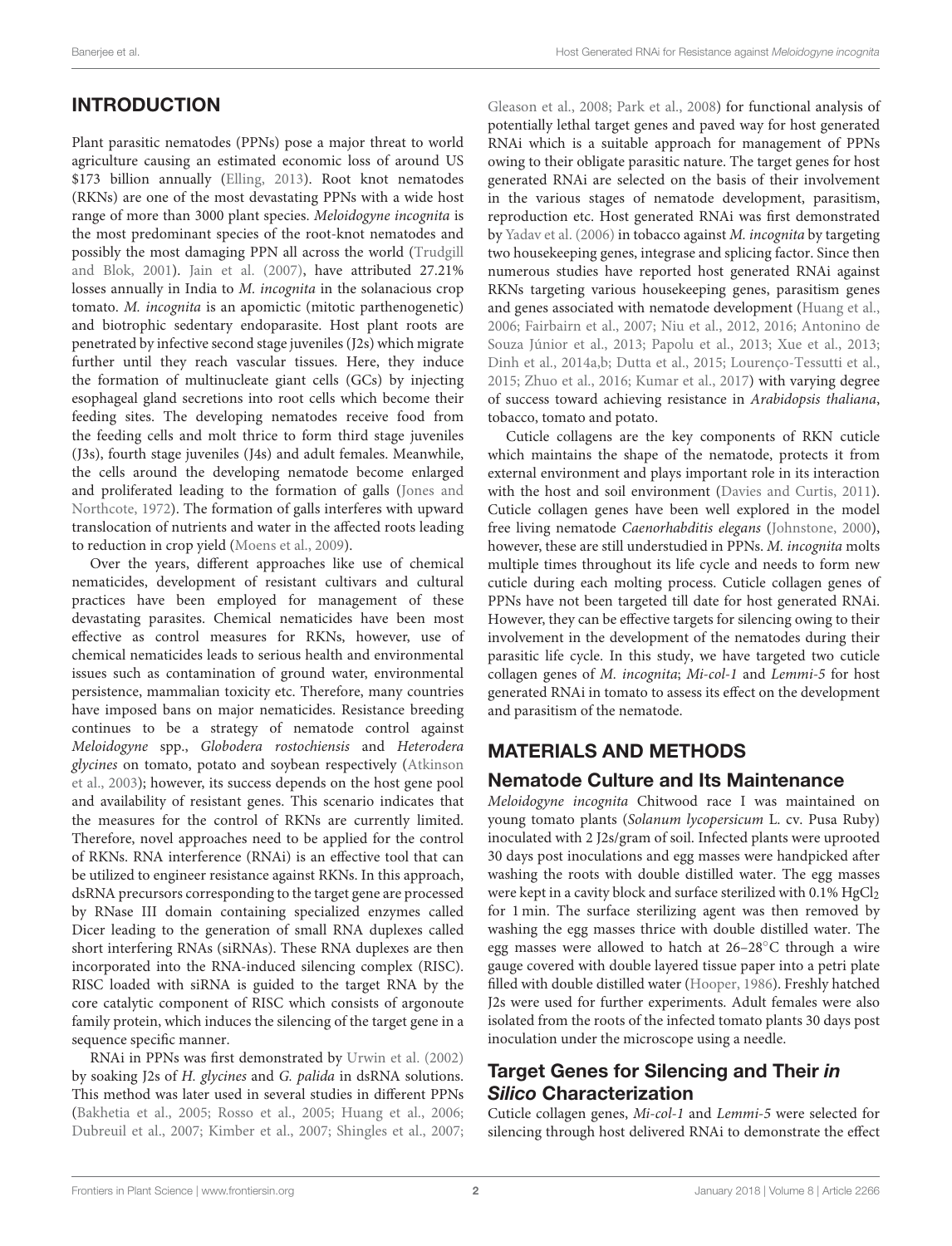## INTRODUCTION

Plant parasitic nematodes (PPNs) pose a major threat to world agriculture causing an estimated economic loss of around US $173 billion annually (Elling, 2013). Root knot nematodes (RKNs) are one of the most devastating PPNs with a wide host range of more than 3000 plant species. *Meloidogyne incognita* is the most predominant species of the root-knot nematodes and possibly the most damaging PPN all across the world (Trudgill and Blok, 2001). Jain et al. (2007), have attributed 27.21% losses annually in India to *M. incognita* in the solanacious crop tomato. *M. incognita* is an apomictic (mitotic parthenogenetic) and biotrophic sedentary endoparasite. Host plant roots are penetrated by infective second stage juveniles (J2s) which migrate further until they reach vascular tissues. Here, they induce the formation of multinucleate giant cells (GCs) by injecting esophageal gland secretions into root cells which become their feeding sites. The developing nematodes receive food from the feeding cells and molt thrice to form third stage juveniles (J3s), fourth stage juveniles (J4s) and adult females. Meanwhile, the cells around the developing nematode become enlarged and proliferated leading to the formation of galls (Jones and Northcote, 1972). The formation of galls interferes with upward translocation of nutrients and water in the affected roots leading to reduction in crop yield (Moens et al., 2009).

Over the years, different approaches like use of chemical nematicides, development of resistant cultivars and cultural practices have been employed for management of these devastating parasites. Chemical nematicides have been most effective as control measures for RKNs, however, use of chemical nematicides leads to serious health and environmental issues such as contamination of ground water, environmental persistence, mammalian toxicity etc. Therefore, many countries have imposed bans on major nematicides. Resistance breeding continues to be a strategy of nematode control against *Meloidogyne* spp., *Globodera rostochiensis* and *Heterodera glycines* on tomato, potato and soybean respectively (Atkinson et al., 2003); however, its success depends on the host gene pool and availability of resistant genes. This scenario indicates that the measures for the control of RKNs are currently limited. Therefore, novel approaches need to be applied for the control of RKNs. RNA interference (RNAi) is an effective tool that can be utilized to engineer resistance against RKNs. In this approach, dsRNA precursors corresponding to the target gene are processed by RNase III domain containing specialized enzymes called Dicer leading to the generation of small RNA duplexes called short interfering RNAs (siRNAs). These RNA duplexes are then incorporated into the RNA-induced silencing complex (RISC). RISC loaded with siRNA is guided to the target RNA by the core catalytic component of RISC which consists of argonoute family protein, which induces the silencing of the target gene in a sequence specific manner.

RNAi in PPNs was first demonstrated by Urwin et al. (2002) by soaking J2s of *H. glycines* and *G. palida* in dsRNA solutions. This method was later used in several studies in different PPNs (Bakhetia et al., 2005; Rosso et al., 2005; Huang et al., 2006; Dubreuil et al., 2007; Kimber et al., 2007; Shingles et al., 2007; Gleason et al., 2008; Park et al., 2008) for functional analysis of potentially lethal target genes and paved way for host generated RNAi which is a suitable approach for management of PPNs owing to their obligate parasitic nature. The target genes for host generated RNAi are selected on the basis of their involvement in the various stages of nematode development, parasitism, reproduction etc. Host generated RNAi was first demonstrated by Yadav et al. (2006) in tobacco against *M. incognita* by targeting two housekeeping genes, integrase and splicing factor. Since then numerous studies have reported host generated RNAi against RKNs targeting various housekeeping genes, parasitism genes and genes associated with nematode development (Huang et al., 2006; Fairbairn et al., 2007; Niu et al., 2012, 2016; Antonino de Souza Júnior et al., 2013; Papolu et al., 2013; Xue et al., 2013; Dinh et al., 2014a,b; Dutta et al., 2015; Lourenço-Tessutti et al., 2015; Zhuo et al., 2016; Kumar et al., 2017) with varying degree of success toward achieving resistance in *Arabidopsis thaliana*, tobacco, tomato and potato.

Cuticle collagens are the key components of RKN cuticle which maintains the shape of the nematode, protects it from external environment and plays important role in its interaction with the host and soil environment (Davies and Curtis, 2011). Cuticle collagen genes have been well explored in the model free living nematode *Caenorhabditis elegans* (Johnstone, 2000), however, these are still understudied in PPNs. *M. incognita* molts multiple times throughout its life cycle and needs to form new cuticle during each molting process. Cuticle collagen genes of PPNs have not been targeted till date for host generated RNAi. However, they can be effective targets for silencing owing to their involvement in the development of the nematodes during their parasitic life cycle. In this study, we have targeted two cuticle collagen genes of *M. incognita*; *Mi-col-1* and *Lemmi-5* for host generated RNAi in tomato to assess its effect on the development and parasitism of the nematode.

## MATERIALS AND METHODS

### Nematode Culture and Its Maintenance

*Meloidogyne incognita* Chitwood race I was maintained on young tomato plants (*Solanum lycopersicum* L. cv. Pusa Ruby) inoculated with 2 J2s/gram of soil. Infected plants were uprooted 30 days post inoculations and egg masses were handpicked after washing the roots with double distilled water. The egg masses were kept in a cavity block and surface sterilized with 0.1% $HgCl_2$ for 1 min. The surface sterilizing agent was then removed by washing the egg masses thrice with double distilled water. The egg masses were allowed to hatch at 26–28°C through a wire gauge covered with double layered tissue paper into a petri plate filled with double distilled water (Hooper, 1986). Freshly hatched J2s were used for further experiments. Adult females were also isolated from the roots of the infected tomato plants 30 days post inoculation under the microscope using a needle.

### Target Genes for Silencing and Their *in Silico* Characterization

Cuticle collagen genes, *Mi-col-1* and *Lemmi-5* were selected for silencing through host delivered RNAi to demonstrate the effect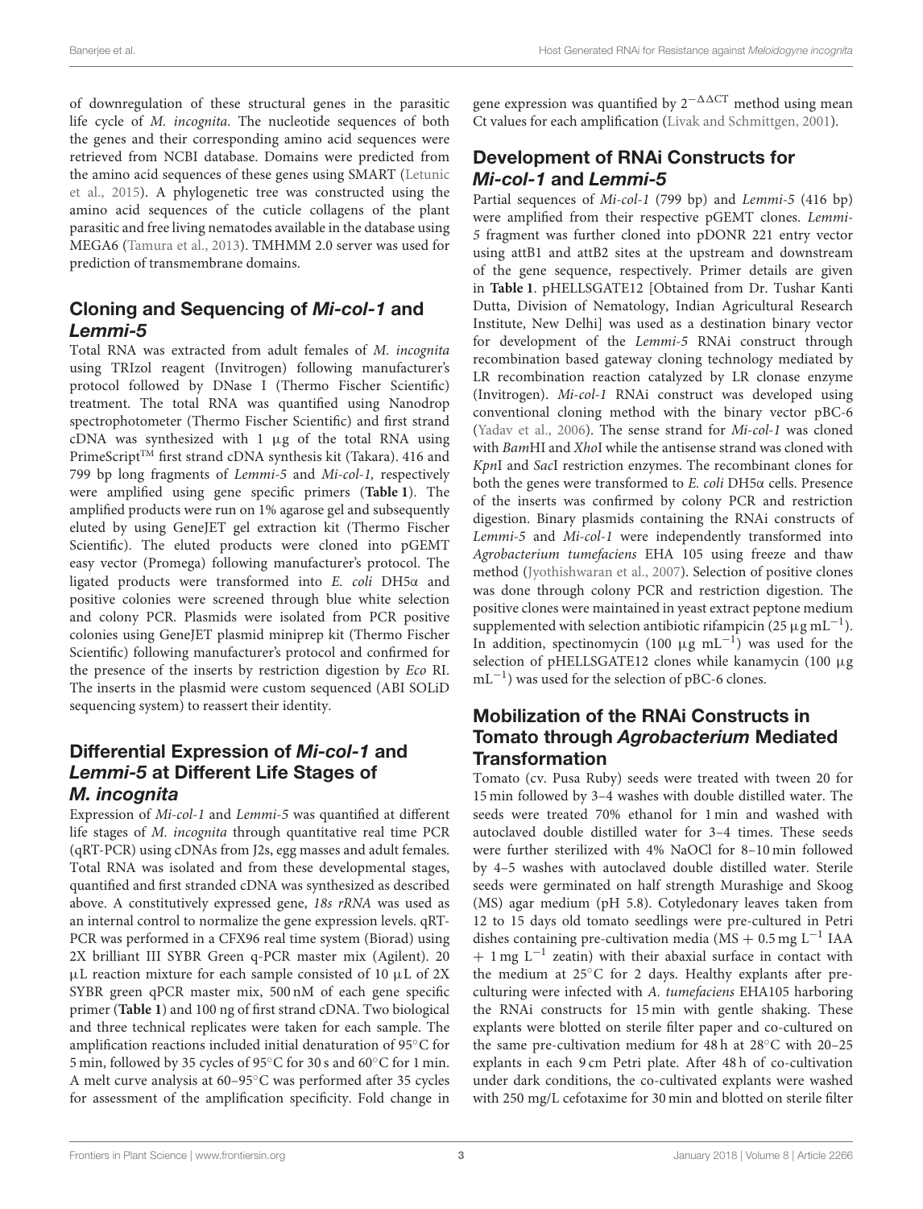of downregulation of these structural genes in the parasitic life cycle of *M. incognita*. The nucleotide sequences of both the genes and their corresponding amino acid sequences were retrieved from NCBI database. Domains were predicted from the amino acid sequences of these genes using SMART (Letunic et al., 2015). A phylogenetic tree was constructed using the amino acid sequences of the cuticle collagens of the plant parasitic and free living nematodes available in the database using MEGA6 (Tamura et al., 2013). TMHMM 2.0 server was used for prediction of transmembrane domains.

## Cloning and Sequencing of *Mi-col-1* and *Lemmi-5*

Total RNA was extracted from adult females of *M. incognita* using TRIzol reagent (Invitrogen) following manufacturer's protocol followed by DNase I (Thermo Fischer Scientific) treatment. The total RNA was quantified using Nanodrop spectrophotometer (Thermo Fischer Scientific) and first strand cDNA was synthesized with 1 μg of the total RNA using PrimeScript™ first strand cDNA synthesis kit (Takara). 416 and 799 bp long fragments of *Lemmi-5* and *Mi-col-1*, respectively were amplified using gene specific primers (**Table 1**). The amplified products were run on 1% agarose gel and subsequently eluted by using GeneJET gel extraction kit (Thermo Fischer Scientific). The eluted products were cloned into pGEMT easy vector (Promega) following manufacturer's protocol. The ligated products were transformed into *E. coli* DH5α and positive colonies were screened through blue white selection and colony PCR. Plasmids were isolated from PCR positive colonies using GeneJET plasmid miniprep kit (Thermo Fischer Scientific) following manufacturer's protocol and confirmed for the presence of the inserts by restriction digestion by *Eco* RI. The inserts in the plasmid were custom sequenced (ABI SOLiD sequencing system) to reassert their identity.

## Differential Expression of *Mi-col-1* and *Lemmi-5* at Different Life Stages of *M. incognita*

Expression of *Mi-col-1* and *Lemmi-5* was quantified at different life stages of *M. incognita* through quantitative real time PCR (qRT-PCR) using cDNAs from J2s, egg masses and adult females. Total RNA was isolated and from these developmental stages, quantified and first stranded cDNA was synthesized as described above. A constitutively expressed gene, *18s rRNA* was used as an internal control to normalize the gene expression levels. qRT-PCR was performed in a CFX96 real time system (Biorad) using 2X brilliant III SYBR Green q-PCR master mix (Agilent). 20 μL reaction mixture for each sample consisted of 10 μL of 2X SYBR green qPCR master mix, 500 nM of each gene specific primer (**Table 1**) and 100 ng of first strand cDNA. Two biological and three technical replicates were taken for each sample. The amplification reactions included initial denaturation of 95°C for 5 min, followed by 35 cycles of 95°C for 30 s and 60°C for 1 min. A melt curve analysis at 60–95°C was performed after 35 cycles for assessment of the amplification specificity. Fold change in gene expression was quantified by $2^{-\Delta\Delta CT}$ method using mean Ct values for each amplification (Livak and Schmittgen, 2001).

## Development of RNAi Constructs for *Mi-col-1* and *Lemmi-5*

Partial sequences of *Mi-col-1* (799 bp) and *Lemmi-5* (416 bp) were amplified from their respective pGEMT clones. *Lemmi-5* fragment was further cloned into pDONR 221 entry vector using attB1 and attB2 sites at the upstream and downstream of the gene sequence, respectively. Primer details are given in **Table 1**. pHELLSGATE12 [Obtained from Dr. Tushar Kanti Dutta, Division of Nematology, Indian Agricultural Research Institute, New Delhi] was used as a destination binary vector for development of the *Lemmi-5* RNAi construct through recombination based gateway cloning technology mediated by LR recombination reaction catalyzed by LR clonase enzyme (Invitrogen). *Mi-col-1* RNAi construct was developed using conventional cloning method with the binary vector pBC-6 (Yadav et al., 2006). The sense strand for *Mi-col-1* was cloned with *Bam*HI and *Xho*I while the antisense strand was cloned with *Kpn*I and *Sac*I restriction enzymes. The recombinant clones for both the genes were transformed to *E. coli* DH5α cells. Presence of the inserts was confirmed by colony PCR and restriction digestion. Binary plasmids containing the RNAi constructs of *Lemmi-5* and *Mi-col-1* were independently transformed into *Agrobacterium tumefaciens* EHA 105 using freeze and thaw method (Jyothishwaran et al., 2007). Selection of positive clones was done through colony PCR and restriction digestion. The positive clones were maintained in yeast extract peptone medium supplemented with selection antibiotic rifampicin (25 μg mL$^{-1}$). In addition, spectinomycin (100 μg mL$^{-1}$) was used for the selection of pHELLSGATE12 clones while kanamycin (100 μg mL$^{-1}$) was used for the selection of pBC-6 clones.

## Mobilization of the RNAi Constructs in Tomato through *Agrobacterium* Mediated Transformation

Tomato (cv. Pusa Ruby) seeds were treated with tween 20 for 15 min followed by 3–4 washes with double distilled water. The seeds were treated 70% ethanol for 1 min and washed with autoclaved double distilled water for 3–4 times. These seeds were further sterilized with 4% NaOCl for 8–10 min followed by 4–5 washes with autoclaved double distilled water. Sterile seeds were germinated on half strength Murashige and Skoog (MS) agar medium (pH 5.8). Cotyledonary leaves taken from 12 to 15 days old tomato seedlings were pre-cultured in Petri dishes containing pre-cultivation media (MS + 0.5 mg L$^{-1}$ IAA + 1 mg L$^{-1}$ zeatin) with their abaxial surface in contact with the medium at 25°C for 2 days. Healthy explants after pre-culturing were infected with *A. tumefaciens* EHA105 harboring the RNAi constructs for 15 min with gentle shaking. These explants were blotted on sterile filter paper and co-cultured on the same pre-cultivation medium for 48 h at 28°C with 20–25 explants in each 9 cm Petri plate. After 48 h of co-cultivation under dark conditions, the co-cultivated explants were washed with 250 mg/L cefotaxime for 30 min and blotted on sterile filter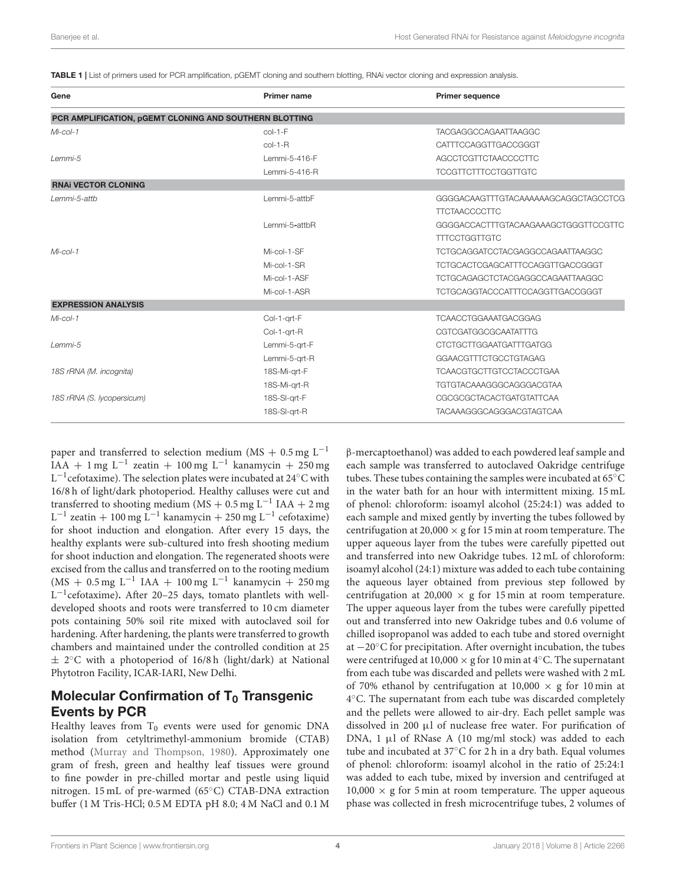**TABLE 1 |** List of primers used for PCR amplification, pGEMT cloning and southern blotting, RNAi vector cloning and expression analysis.

| Gene | Primer name | Primer sequence |
|---|---|---|
| **PCR AMPLIFICATION, pGEMT CLONING AND SOUTHERN BLOTTING** | | |
| *Mi-col-1* | col-1-F | TACGAGGCCAGAATTAAGGC |
| | col-1-R | CATTTCCAGGTTGACCGGGT |
| *Lemmi-5* | Lemmi-5-416-F | AGCCTCGTTCTAACCCCTTC |
| | Lemmi-5-416-R | TCCGTTCTTTCCTGGTTGTC |
| **RNAi VECTOR CLONING** | | |
| *Lemmi-5-attb* | Lemmi-5-attbF | GGGGACAAGTTTGTACAAAAAAGCAGGCTAGCCTCG TTCTAACCCCTTC |
| | Lemmi-5-attbR | GGGGACCACTTTGTACAAGAAAGCTGGGTTCCGTTC TTTCCTGGTTGTC |
| *Mi-col-1* | Mi-col-1-SF | TCTGCAGGATCCTACGAGGCCAGAATTAAGGC |
| | Mi-col-1-SR | TCTGCACTCGAGCATTTCCAGGTTGACCGGGT |
| | Mi-col-1-ASF | TCTGCAGAGCTCTACGAGGCCAGAATTAAGGC |
| | Mi-col-1-ASR | TCTGCAGGTACCCATTTCCAGGTTGACCGGGT |
| **EXPRESSION ANALYSIS** | | |
| *Mi-col-1* | Col-1-qrt-F | TCAACCTGGAAATGACGGAG |
| | Col-1-qrt-R | CGTCGATGGCGCAATATTTG |
| *Lemmi-5* | Lemmi-5-qrt-F | CTCTGCTTGGAATGATTTGATGG |
| | Lemmi-5-qrt-R | GGAACGTTTCTGCCTGTAGAG |
| *18S rRNA (M. incognita)* | 18S-Mi-qrt-F | TCAACGTGCTTGTCCTACCCTGAA |
| | 18S-Mi-qrt-R | TGTGTACAAAGGGCAGGGACGTAA |
| *18S rRNA (S. lycopersicum)* | 18S-Sl-qrt-F | CGCGCGCTACACTGATGTATTCAA |
| | 18S-Sl-qrt-R | TACAAAGGGCAGGGACGTAGTCAA |

paper and transferred to selection medium (MS + 0.5 mg $L^{-1}$ IAA + 1 mg $L^{-1}$ zeatin + 100 mg $L^{-1}$ kanamycin + 250 mg $L^{-1}$cefotaxime). The selection plates were incubated at 24°C with 16/8 h of light/dark photoperiod. Healthy calluses were cut and transferred to shooting medium (MS + 0.5 mg $L^{-1}$ IAA + 2 mg $L^{-1}$ zeatin + 100 mg $L^{-1}$ kanamycin + 250 mg $L^{-1}$ cefotaxime) for shoot induction and elongation. After every 15 days, the healthy explants were sub-cultured into fresh shooting medium for shoot induction and elongation. The regenerated shoots were excised from the callus and transferred on to the rooting medium (MS + 0.5 mg $L^{-1}$ IAA + 100 mg $L^{-1}$ kanamycin + 250 mg $L^{-1}$cefotaxime). After 20–25 days, tomato plantlets with well-developed shoots and roots were transferred to 10 cm diameter pots containing 50% soil rite mixed with autoclaved soil for hardening. After hardening, the plants were transferred to growth chambers and maintained under the controlled condition at 25 ± 2°C with a photoperiod of 16/8 h (light/dark) at National Phytotron Facility, ICAR-IARI, New Delhi.

## Molecular Confirmation of $T_0$ Transgenic Events by PCR

Healthy leaves from $T_0$ events were used for genomic DNA isolation from cetyltrimethyl-ammonium bromide (CTAB) method (Murray and Thompson, 1980). Approximately one gram of fresh, green and healthy leaf tissues were ground to fine powder in pre-chilled mortar and pestle using liquid nitrogen. 15 mL of pre-warmed (65°C) CTAB-DNA extraction buffer (1 M Tris-HCl; 0.5 M EDTA pH 8.0; 4 M NaCl and 0.1 M β-mercaptoethanol) was added to each powdered leaf sample and each sample was transferred to autoclaved Oakridge centrifuge tubes. These tubes containing the samples were incubated at 65°C in the water bath for an hour with intermittent mixing. 15 mL of phenol: chloroform: isoamyl alcohol (25:24:1) was added to each sample and mixed gently by inverting the tubes followed by centrifugation at 20,000 × g for 15 min at room temperature. The upper aqueous layer from the tubes were carefully pipetted out and transferred into new Oakridge tubes. 12 mL of chloroform: isoamyl alcohol (24:1) mixture was added to each tube containing the aqueous layer obtained from previous step followed by centrifugation at 20,000 × g for 15 min at room temperature. The upper aqueous layer from the tubes were carefully pipetted out and transferred into new Oakridge tubes and 0.6 volume of chilled isopropanol was added to each tube and stored overnight at −20°C for precipitation. After overnight incubation, the tubes were centrifuged at 10,000 × g for 10 min at 4°C. The supernatant from each tube was discarded and pellets were washed with 2 mL of 70% ethanol by centrifugation at 10,000 × g for 10 min at 4°C. The supernatant from each tube was discarded completely and the pellets were allowed to air-dry. Each pellet sample was dissolved in 200 µl of nuclease free water. For purification of DNA, 1 µl of RNase A (10 mg/ml stock) was added to each tube and incubated at 37°C for 2 h in a dry bath. Equal volumes of phenol: chloroform: isoamyl alcohol in the ratio of 25:24:1 was added to each tube, mixed by inversion and centrifuged at 10,000 × g for 5 min at room temperature. The upper aqueous phase was collected in fresh microcentrifuge tubes, 2 volumes of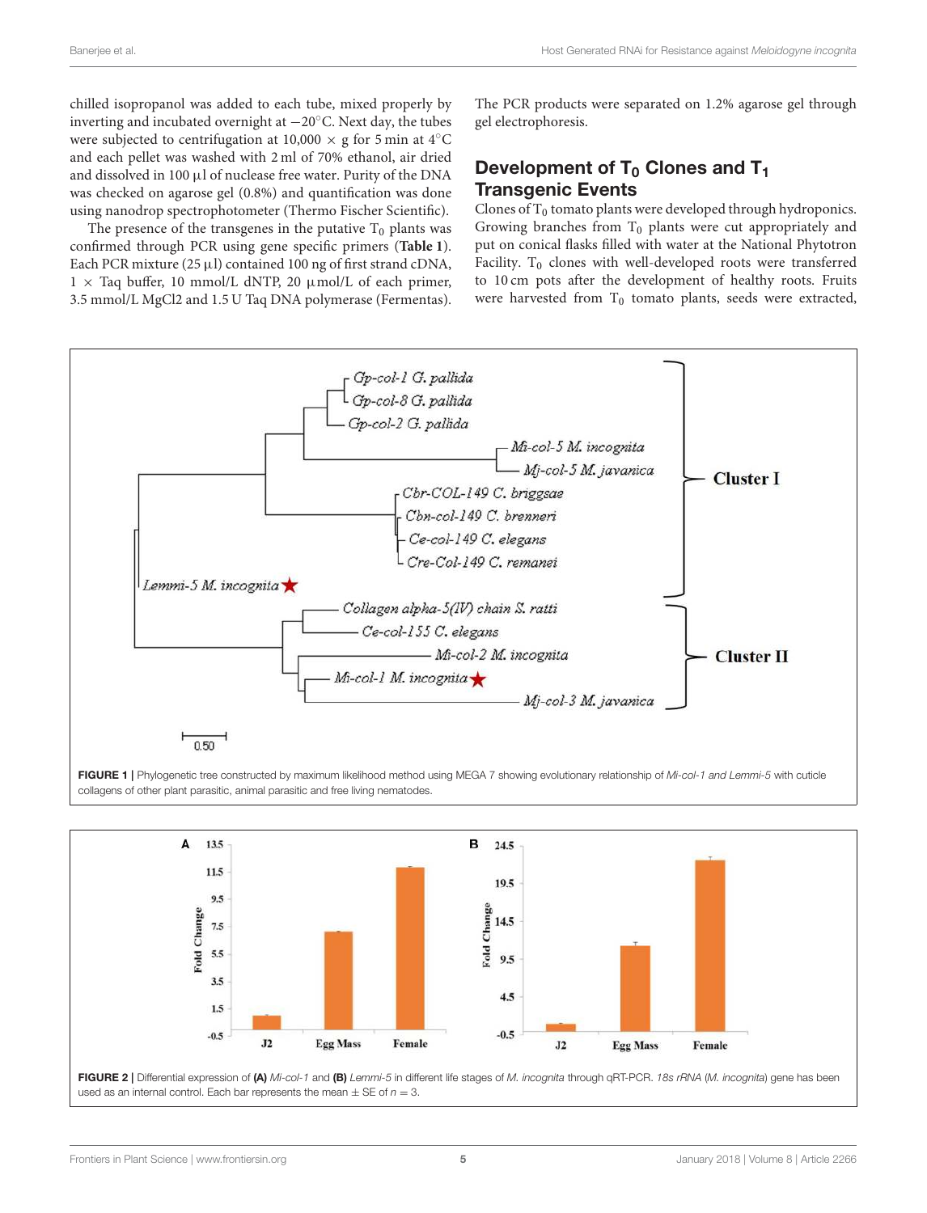chilled isopropanol was added to each tube, mixed properly by inverting and incubated overnight at −20°C. Next day, the tubes were subjected to centrifugation at 10,000 × g for 5 min at 4°C and each pellet was washed with 2 ml of 70% ethanol, air dried and dissolved in 100 μl of nuclease free water. Purity of the DNA was checked on agarose gel (0.8%) and quantification was done using nanodrop spectrophotometer (Thermo Fischer Scientific).

The presence of the transgenes in the putative $T_0$ plants was confirmed through PCR using gene specific primers (**Table 1**). Each PCR mixture (25 μl) contained 100 ng of first strand cDNA, 1 × Taq buffer, 10 mmol/L dNTP, 20 μmol/L of each primer, 3.5 mmol/L MgCl2 and 1.5 U Taq DNA polymerase (Fermentas). The PCR products were separated on 1.2% agarose gel through gel electrophoresis.

## Development of $T_0$ Clones and $T_1$ Transgenic Events

Clones of $T_0$ tomato plants were developed through hydroponics. Growing branches from $T_0$ plants were cut appropriately and put on conical flasks filled with water at the National Phytotron Facility. $T_0$ clones with well-developed roots were transferred to 10 cm pots after the development of healthy roots. Fruits were harvested from $T_0$ tomato plants, seeds were extracted,

**FIGURE 1** | Phylogenetic tree constructed by maximum likelihood method using MEGA 7 showing evolutionary relationship of *Mi-col-1 and Lemmi-5* with cuticle collagens of other plant parasitic, animal parasitic and free living nematodes.

**FIGURE 2** | Differential expression of **(A)** *Mi-col-1* and **(B)** *Lemmi-5* in different life stages of *M. incognita* through qRT-PCR. *18s rRNA* (*M. incognita*) gene has been used as an internal control. Each bar represents the mean ± SE of $n = 3$.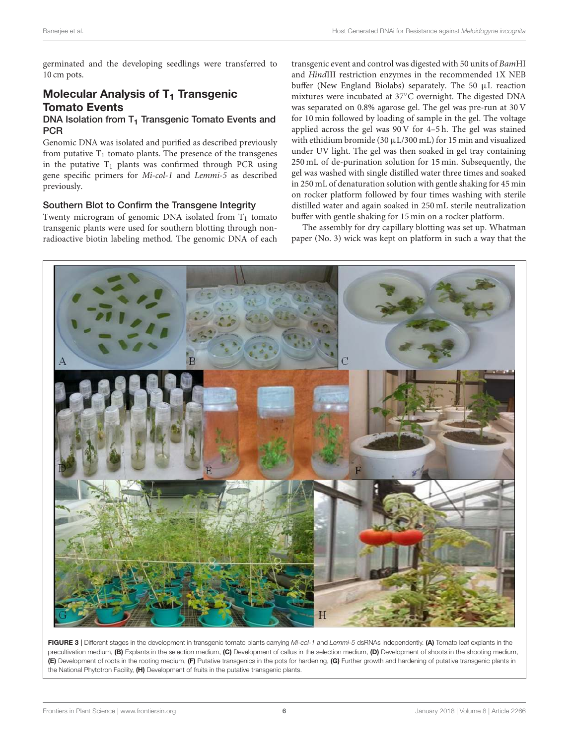germinated and the developing seedlings were transferred to 10 cm pots.

## Molecular Analysis of $T_1$ Transgenic Tomato Events

### DNA Isolation from $T_1$ Transgenic Tomato Events and PCR

Genomic DNA was isolated and purified as described previously from putative $T_1$ tomato plants. The presence of the transgenes in the putative $T_1$ plants was confirmed through PCR using gene specific primers for *Mi-col-1* and *Lemmi-5* as described previously.

### Southern Blot to Confirm the Transgene Integrity

Twenty microgram of genomic DNA isolated from $T_1$ tomato transgenic plants were used for southern blotting through non-radioactive biotin labeling method. The genomic DNA of each transgenic event and control was digested with 50 units of *Bam*HI and *Hind*III restriction enzymes in the recommended 1X NEB buffer (New England Biolabs) separately. The 50 μL reaction mixtures were incubated at 37°C overnight. The digested DNA was separated on 0.8% agarose gel. The gel was pre-run at 30 V for 10 min followed by loading of sample in the gel. The voltage applied across the gel was 90 V for 4–5 h. The gel was stained with ethidium bromide (30 μL/300 mL) for 15 min and visualized under UV light. The gel was then soaked in gel tray containing 250 mL of de-purination solution for 15 min. Subsequently, the gel was washed with single distilled water three times and soaked in 250 mL of denaturation solution with gentle shaking for 45 min on rocker platform followed by four times washing with sterile distilled water and again soaked in 250 mL sterile neutralization buffer with gentle shaking for 15 min on a rocker platform.

The assembly for dry capillary blotting was set up. Whatman paper (No. 3) wick was kept on platform in such a way that the

**FIGURE 3 |** Different stages in the development in transgenic tomato plants carrying *Mi-col-1* and *Lemmi-5* dsRNAs independently. **(A)** Tomato leaf explants in the precultivation medium, **(B)** Explants in the selection medium, **(C)** Development of callus in the selection medium, **(D)** Development of shoots in the shooting medium, **(E)** Development of roots in the rooting medium, **(F)** Putative transgenics in the pots for hardening, **(G)** Further growth and hardening of putative transgenic plants in the National Phytotron Facility, **(H)** Development of fruits in the putative transgenic plants.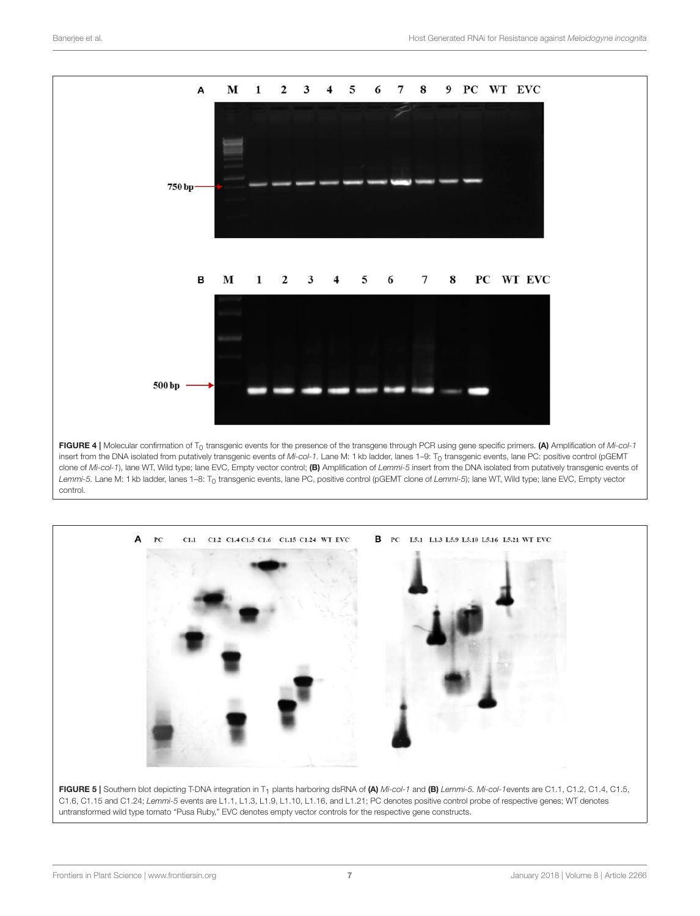**FIGURE 4 |** Molecular confirmation of $T_0$ transgenic events for the presence of the transgene through PCR using gene specific primers. **(A)** Amplification of *Mi-col-1* insert from the DNA isolated from putatively transgenic events of *Mi-col-1*. Lane M: 1 kb ladder, lanes 1–9: $T_0$ transgenic events, lane PC: positive control (pGEMT clone of *Mi-col-1*), lane WT, Wild type; lane EVC, Empty vector control; **(B)** Amplification of *Lemmi-5* insert from the DNA isolated from putatively transgenic events of *Lemmi-5*. Lane M: 1 kb ladder, lanes 1–8: $T_0$ transgenic events, lane PC, positive control (pGEMT clone of *Lemmi-5*); lane WT, Wild type; lane EVC, Empty vector control.

**FIGURE 5 |** Southern blot depicting T-DNA integration in $T_1$ plants harboring dsRNA of **(A)** *Mi-col-1* and **(B)** *Lemmi-5*. *Mi-col-1*events are C1.1, C1.2, C1.4, C1.5, C1.6, C1.15 and C1.24; *Lemmi-5* events are L1.1, L1.3, L1.9, L1.10, L1.16, and L1.21; PC denotes positive control probe of respective genes; WT denotes untransformed wild type tomato "Pusa Ruby," EVC denotes empty vector controls for the respective gene constructs.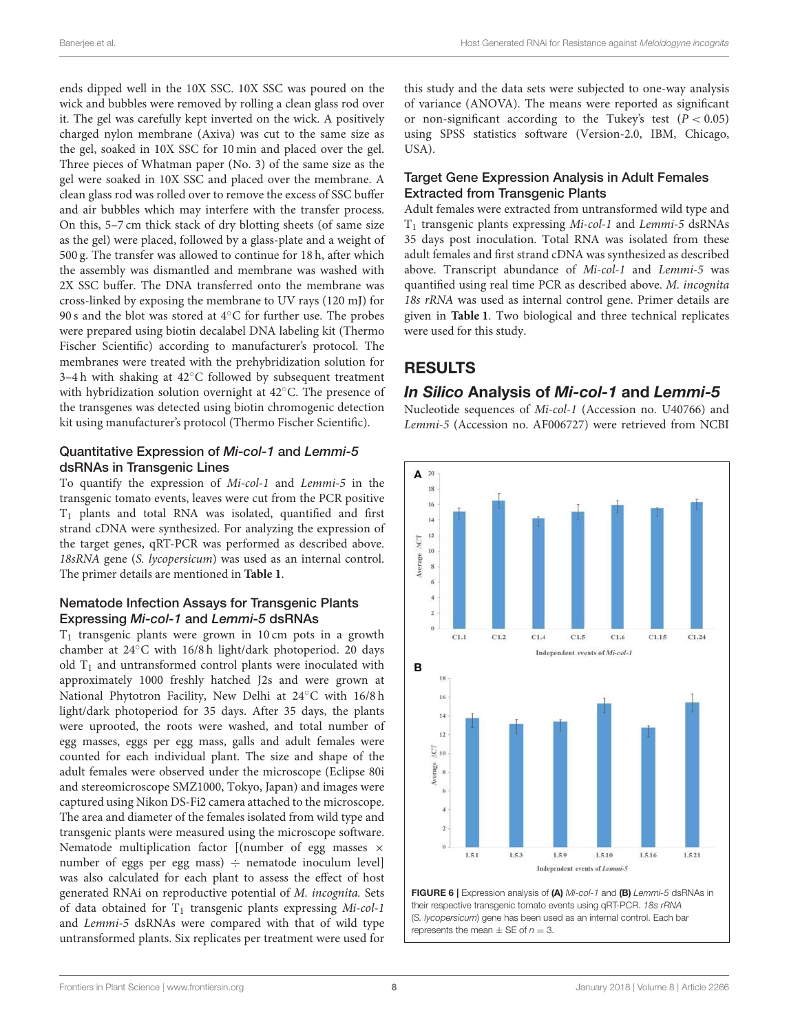ends dipped well in the 10X SSC. 10X SSC was poured on the wick and bubbles were removed by rolling a clean glass rod over it. The gel was carefully kept inverted on the wick. A positively charged nylon membrane (Axiva) was cut to the same size as the gel, soaked in 10X SSC for 10 min and placed over the gel. Three pieces of Whatman paper (No. 3) of the same size as the gel were soaked in 10X SSC and placed over the membrane. A clean glass rod was rolled over to remove the excess of SSC buffer and air bubbles which may interfere with the transfer process. On this, 5–7 cm thick stack of dry blotting sheets (of same size as the gel) were placed, followed by a glass-plate and a weight of 500 g. The transfer was allowed to continue for 18 h, after which the assembly was dismantled and membrane was washed with 2X SSC buffer. The DNA transferred onto the membrane was cross-linked by exposing the membrane to UV rays (120 mJ) for 90 s and the blot was stored at 4°C for further use. The probes were prepared using biotin decalabel DNA labeling kit (Thermo Fischer Scientific) according to manufacturer's protocol. The membranes were treated with the prehybridization solution for 3–4 h with shaking at 42°C followed by subsequent treatment with hybridization solution overnight at 42°C. The presence of the transgenes was detected using biotin chromogenic detection kit using manufacturer's protocol (Thermo Fischer Scientific).

### Quantitative Expression of *Mi-col-1* and *Lemmi-5* dsRNAs in Transgenic Lines

To quantify the expression of *Mi-col-1* and *Lemmi-5* in the transgenic tomato events, leaves were cut from the PCR positive $T_1$ plants and total RNA was isolated, quantified and first strand cDNA were synthesized. For analyzing the expression of the target genes, qRT-PCR was performed as described above. *18sRNA* gene (*S. lycopersicum*) was used as an internal control. The primer details are mentioned in **Table 1**.

### Nematode Infection Assays for Transgenic Plants Expressing *Mi-col-1* and *Lemmi-5* dsRNAs

$T_1$ transgenic plants were grown in 10 cm pots in a growth chamber at 24°C with 16/8 h light/dark photoperiod. 20 days old $T_1$ and untransformed control plants were inoculated with approximately 1000 freshly hatched J2s and were grown at National Phytotron Facility, New Delhi at 24°C with 16/8 h light/dark photoperiod for 35 days. After 35 days, the plants were uprooted, the roots were washed, and total number of egg masses, eggs per egg mass, galls and adult females were counted for each individual plant. The size and shape of the adult females were observed under the microscope (Eclipse 80i and stereomicroscope SMZ1000, Tokyo, Japan) and images were captured using Nikon DS-Fi2 camera attached to the microscope. The area and diameter of the females isolated from wild type and transgenic plants were measured using the microscope software. Nematode multiplication factor [(number of egg masses × number of eggs per egg mass) ÷ nematode inoculum level] was also calculated for each plant to assess the effect of host generated RNAi on reproductive potential of *M. incognita*. Sets of data obtained for $T_1$ transgenic plants expressing *Mi-col-1* and *Lemmi-5* dsRNAs were compared with that of wild type untransformed plants. Six replicates per treatment were used for this study and the data sets were subjected to one-way analysis of variance (ANOVA). The means were reported as significant or non-significant according to the Tukey's test ($P < 0.05$) using SPSS statistics software (Version-2.0, IBM, Chicago, USA).

### Target Gene Expression Analysis in Adult Females Extracted from Transgenic Plants

Adult females were extracted from untransformed wild type and $T_1$ transgenic plants expressing *Mi-col-1* and *Lemmi-5* dsRNAs 35 days post inoculation. Total RNA was isolated from these adult females and first strand cDNA was synthesized as described above. Transcript abundance of *Mi-col-1* and *Lemmi-5* was quantified using real time PCR as described above. *M. incognita 18s rRNA* was used as internal control gene. Primer details are given in **Table 1**. Two biological and three technical replicates were used for this study.

## RESULTS

### *In Silico* Analysis of *Mi-col-1* and *Lemmi-5*

Nucleotide sequences of *Mi-col-1* (Accession no. U40766) and *Lemmi-5* (Accession no. AF006727) were retrieved from NCBI

**FIGURE 6 |** Expression analysis of **(A)** *Mi-col-1* and **(B)** *Lemmi-5* dsRNAs in their respective transgenic tomato events using qRT-PCR. *18s rRNA* (*S. lycopersicum*) gene has been used as an internal control. Each bar represents the mean ± SE of $n = 3$.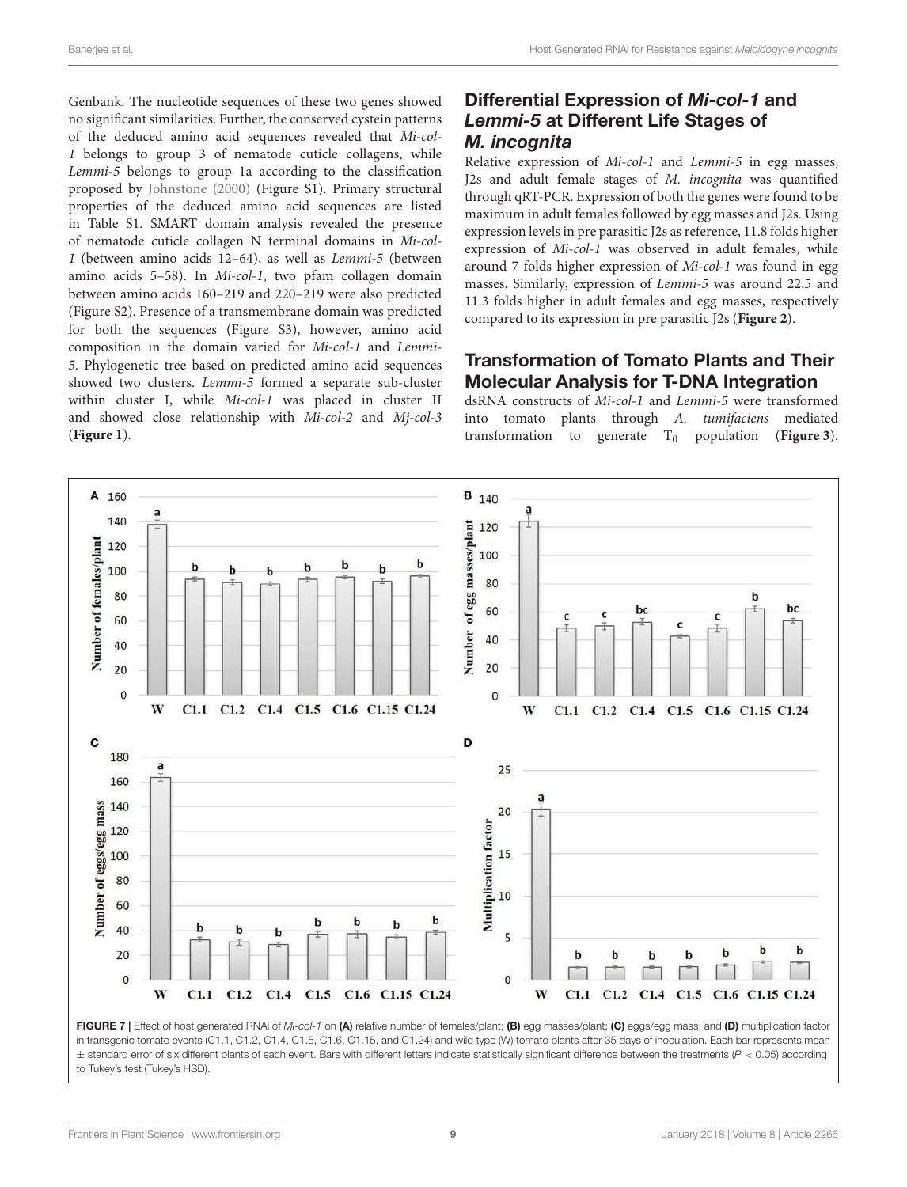Genbank. The nucleotide sequences of these two genes showed no significant similarities. Further, the conserved cystein patterns of the deduced amino acid sequences revealed that *Mi-col-1* belongs to group 3 of nematode cuticle collagens, while *Lemmi-5* belongs to group 1a according to the classification proposed by Johnstone (2000) (Figure S1). Primary structural properties of the deduced amino acid sequences are listed in Table S1. SMART domain analysis revealed the presence of nematode cuticle collagen N terminal domains in *Mi-col-1* (between amino acids 12–64), as well as *Lemmi-5* (between amino acids 5–58). In *Mi-col-1*, two pfam collagen domain between amino acids 160–219 and 220–219 were also predicted (Figure S2). Presence of a transmembrane domain was predicted for both the sequences (Figure S3), however, amino acid composition in the domain varied for *Mi-col-1* and *Lemmi-5*. Phylogenetic tree based on predicted amino acid sequences showed two clusters. *Lemmi-5* formed a separate sub-cluster within cluster I, while *Mi-col-1* was placed in cluster II and showed close relationship with *Mi-col-2* and *Mj-col-3* (**Figure 1**).

## Differential Expression of *Mi-col-1* and *Lemmi-5* at Different Life Stages of *M. incognita*

Relative expression of *Mi-col-1* and *Lemmi-5* in egg masses, J2s and adult female stages of *M. incognita* was quantified through qRT-PCR. Expression of both the genes were found to be maximum in adult females followed by egg masses and J2s. Using expression levels in pre parasitic J2s as reference, 11.8 folds higher expression of *Mi-col-1* was observed in adult females, while around 7 folds higher expression of *Mi-col-1* was found in egg masses. Similarly, expression of *Lemmi-5* was around 22.5 and 11.3 folds higher in adult females and egg masses, respectively compared to its expression in pre parasitic J2s (**Figure 2**).

## Transformation of Tomato Plants and Their Molecular Analysis for T-DNA Integration

dsRNA constructs of *Mi-col-1* and *Lemmi-5* were transformed into tomato plants through *A. tumifaciens* mediated transformation to generate $T_0$ population (**Figure 3**).

**FIGURE 7** | Effect of host generated RNAi of *Mi-col-1* on **(A)** relative number of females/plant; **(B)** egg masses/plant; **(C)** eggs/egg mass; and **(D)** multiplication factor in transgenic tomato events (C1.1, C1.2, C1.4, C1.5, C1.6, C1.15, and C1.24) and wild type (W) tomato plants after 35 days of inoculation. Each bar represents mean ± standard error of six different plants of each event. Bars with different letters indicate statistically significant difference between the treatments ($P < 0.05$) according to Tukey's test (Tukey's HSD).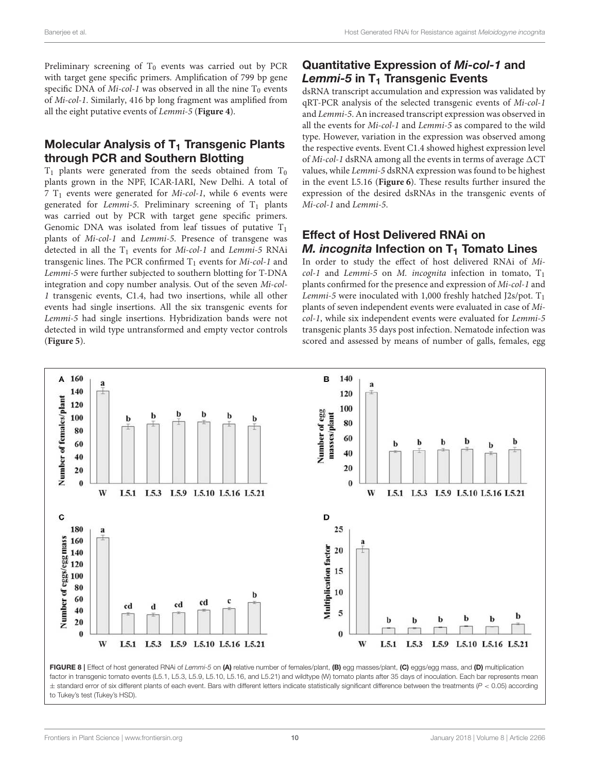Preliminary screening of $T_0$ events was carried out by PCR with target gene specific primers. Amplification of 799 bp gene specific DNA of *Mi-col-1* was observed in all the nine $T_0$ events of *Mi-col-1*. Similarly, 416 bp long fragment was amplified from all the eight putative events of *Lemmi-5* (**Figure 4**).

## Molecular Analysis of $T_1$ Transgenic Plants through PCR and Southern Blotting

$T_1$ plants were generated from the seeds obtained from $T_0$ plants grown in the NPF, ICAR-IARI, New Delhi. A total of 7 $T_1$ events were generated for *Mi-col-1*, while 6 events were generated for *Lemmi-5*. Preliminary screening of $T_1$ plants was carried out by PCR with target gene specific primers. Genomic DNA was isolated from leaf tissues of putative $T_1$ plants of *Mi-col-1* and *Lemmi-5*. Presence of transgene was detected in all the $T_1$ events for *Mi-col-1* and *Lemmi-5* RNAi transgenic lines. The PCR confirmed $T_1$ events for *Mi-col-1* and *Lemmi-5* were further subjected to southern blotting for T-DNA integration and copy number analysis. Out of the seven *Mi-col-1* transgenic events, C1.4, had two insertions, while all other events had single insertions. All the six transgenic events for *Lemmi-5* had single insertions. Hybridization bands were not detected in wild type untransformed and empty vector controls (**Figure 5**).

## Quantitative Expression of *Mi-col-1* and *Lemmi-5* in $T_1$ Transgenic Events

dsRNA transcript accumulation and expression was validated by qRT-PCR analysis of the selected transgenic events of *Mi-col-1* and *Lemmi-5*. An increased transcript expression was observed in all the events for *Mi-col-1* and *Lemmi-5* as compared to the wild type. However, variation in the expression was observed among the respective events. Event C1.4 showed highest expression level of *Mi-col-1* dsRNA among all the events in terms of average $\Delta$CT values, while *Lemmi-5* dsRNA expression was found to be highest in the event L5.16 (**Figure 6**). These results further insured the expression of the desired dsRNAs in the transgenic events of *Mi-col-1* and *Lemmi-5*.

## Effect of Host Delivered RNAi on *M. incognita* Infection on $T_1$ Tomato Lines

In order to study the effect of host delivered RNAi of *Mi-col-1* and *Lemmi-5* on *M. incognita* infection in tomato, $T_1$ plants confirmed for the presence and expression of *Mi-col-1* and *Lemmi-5* were inoculated with 1,000 freshly hatched J2s/pot. $T_1$ plants of seven independent events were evaluated in case of *Mi-col-1*, while six independent events were evaluated for *Lemmi-5* transgenic plants 35 days post infection. Nematode infection was scored and assessed by means of number of galls, females, egg

**FIGURE 8** | Effect of host generated RNAi of *Lemmi-5* on **(A)** relative number of females/plant, **(B)** egg masses/plant, **(C)** eggs/egg mass, and **(D)** multiplication factor in transgenic tomato events (L5.1, L5.3, L5.9, L5.10, L5.16, and L5.21) and wildtype (W) tomato plants after 35 days of inoculation. Each bar represents mean ± standard error of six different plants of each event. Bars with different letters indicate statistically significant difference between the treatments ($P < 0.05$) according to Tukey's test (Tukey's HSD).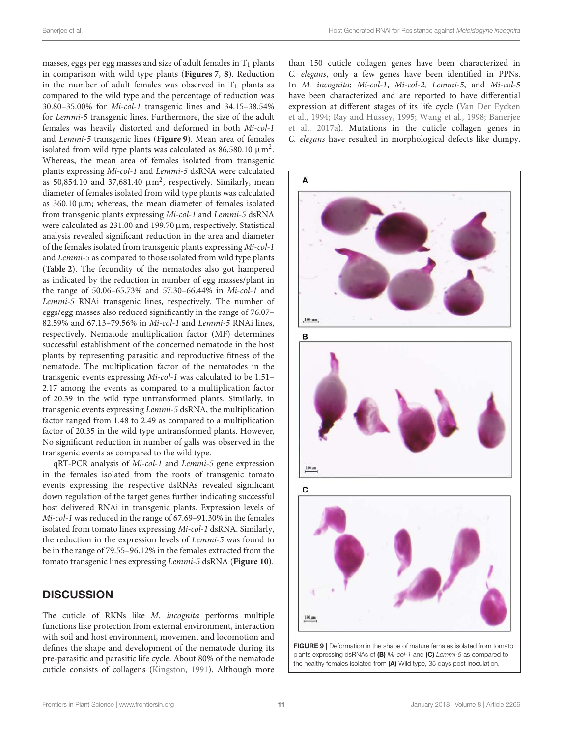masses, eggs per egg masses and size of adult females in $T_1$ plants in comparison with wild type plants (**Figures 7**, **8**). Reduction in the number of adult females was observed in $T_1$ plants as compared to the wild type and the percentage of reduction was 30.80–35.00% for *Mi-col-1* transgenic lines and 34.15–38.54% for *Lemmi-5* transgenic lines. Furthermore, the size of the adult females was heavily distorted and deformed in both *Mi-col-1* and *Lemmi-5* transgenic lines (**Figure 9**). Mean area of females isolated from wild type plants was calculated as 86,580.10 $\mu m^2$. Whereas, the mean area of females isolated from transgenic plants expressing *Mi-col-1* and *Lemmi-5* dsRNA were calculated as 50,854.10 and 37,681.40 $\mu m^2$, respectively. Similarly, mean diameter of females isolated from wild type plants was calculated as 360.10 µm; whereas, the mean diameter of females isolated from transgenic plants expressing *Mi-col-1* and *Lemmi-5* dsRNA were calculated as 231.00 and 199.70 µm, respectively. Statistical analysis revealed significant reduction in the area and diameter of the females isolated from transgenic plants expressing *Mi-col-1* and *Lemmi-5* as compared to those isolated from wild type plants (**Table 2**). The fecundity of the nematodes also got hampered as indicated by the reduction in number of egg masses/plant in the range of 50.06–65.73% and 57.30–66.44% in *Mi-col-1* and *Lemmi-5* RNAi transgenic lines, respectively. The number of eggs/egg masses also reduced significantly in the range of 76.07–82.59% and 67.13–79.56% in *Mi-col-1* and *Lemmi-5* RNAi lines, respectively. Nematode multiplication factor (MF) determines successful establishment of the concerned nematode in the host plants by representing parasitic and reproductive fitness of the nematode. The multiplication factor of the nematodes in the transgenic events expressing *Mi-col-1* was calculated to be 1.51–2.17 among the events as compared to a multiplication factor of 20.39 in the wild type untransformed plants. Similarly, in transgenic events expressing *Lemmi-5* dsRNA, the multiplication factor ranged from 1.48 to 2.49 as compared to a multiplication factor of 20.35 in the wild type untransformed plants. However, No significant reduction in number of galls was observed in the transgenic events as compared to the wild type.

qRT-PCR analysis of *Mi-col-1* and *Lemmi-5* gene expression in the females isolated from the roots of transgenic tomato events expressing the respective dsRNAs revealed significant down regulation of the target genes further indicating successful host delivered RNAi in transgenic plants. Expression levels of *Mi-col-1* was reduced in the range of 67.69–91.30% in the females isolated from tomato lines expressing *Mi-col-1* dsRNA. Similarly, the reduction in the expression levels of *Lemmi-5* was found to be in the range of 79.55–96.12% in the females extracted from the tomato transgenic lines expressing *Lemmi-5* dsRNA (**Figure 10**).

## DISCUSSION

The cuticle of RKNs like *M. incognita* performs multiple functions like protection from external environment, interaction with soil and host environment, movement and locomotion and defines the shape and development of the nematode during its pre-parasitic and parasitic life cycle. About 80% of the nematode cuticle consists of collagens (Kingston, 1991). Although more than 150 cuticle collagen genes have been characterized in *C. elegans*, only a few genes have been identified in PPNs. In *M. incognita*; *Mi-col-1*, *Mi-col-2, Lemmi-5*, and *Mi-col-5* have been characterized and are reported to have differential expression at different stages of its life cycle (Van Der Eycken et al., 1994; Ray and Hussey, 1995; Wang et al., 1998; Banerjee et al., 2017a). Mutations in the cuticle collagen genes in *C. elegans* have resulted in morphological defects like dumpy,

**FIGURE 9 |** Deformation in the shape of mature females isolated from tomato plants expressing dsRNAs of **(B)** *Mi-col-1* and **(C)** *Lemmi-5* as compared to the healthy females isolated from **(A)** Wild type, 35 days post inoculation.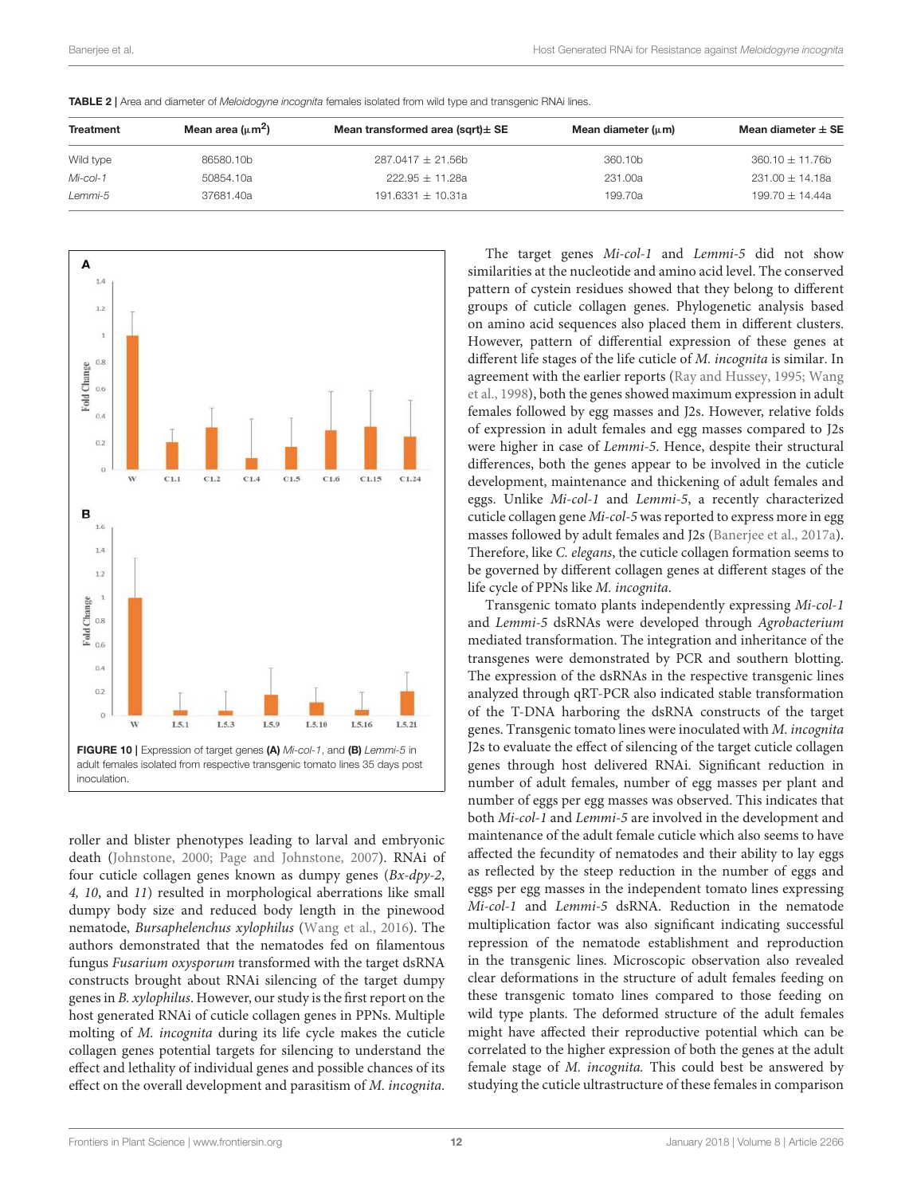**TABLE 2** | Area and diameter of *Meloidogyne incognita* females isolated from wild type and transgenic RNAi lines.

| Treatment | Mean area (μm²) | Mean transformed area (sqrt)± SE | Mean diameter (μm) | Mean diameter ± SE |
|---|---|---|---|---|
| Wild type | 86580.10b | 287.0417 ± 21.56b | 360.10b | 360.10 ± 11.76b |
| *Mi-col-1* | 50854.10a | 222.95 ± 11.28a | 231.00a | 231.00 ± 14.18a |
| *Lemmi-5* | 37681.40a | 191.6331 ± 10.31a | 199.70a | 199.70 ± 14.44a |

**FIGURE 10** | Expression of target genes **(A)** *Mi-col-1*, and **(B)** *Lemmi-5* in adult females isolated from respective transgenic tomato lines 35 days post inoculation.

roller and blister phenotypes leading to larval and embryonic death (Johnstone, 2000; Page and Johnstone, 2007). RNAi of four cuticle collagen genes known as dumpy genes (*Bx-dpy-2, 4, 10*, and *11*) resulted in morphological aberrations like small dumpy body size and reduced body length in the pinewood nematode, *Bursaphelenchus xylophilus* (Wang et al., 2016). The authors demonstrated that the nematodes fed on filamentous fungus *Fusarium oxysporum* transformed with the target dsRNA constructs brought about RNAi silencing of the target dumpy genes in *B. xylophilus*. However, our study is the first report on the host generated RNAi of cuticle collagen genes in PPNs. Multiple molting of *M. incognita* during its life cycle makes the cuticle collagen genes potential targets for silencing to understand the effect and lethality of individual genes and possible chances of its effect on the overall development and parasitism of *M. incognita*.

The target genes *Mi-col-1* and *Lemmi-5* did not show similarities at the nucleotide and amino acid level. The conserved pattern of cystein residues showed that they belong to different groups of cuticle collagen genes. Phylogenetic analysis based on amino acid sequences also placed them in different clusters. However, pattern of differential expression of these genes at different life stages of the life cuticle of *M. incognita* is similar. In agreement with the earlier reports (Ray and Hussey, 1995; Wang et al., 1998), both the genes showed maximum expression in adult females followed by egg masses and J2s. However, relative folds of expression in adult females and egg masses compared to J2s were higher in case of *Lemmi-5*. Hence, despite their structural differences, both the genes appear to be involved in the cuticle development, maintenance and thickening of adult females and eggs. Unlike *Mi-col-1* and *Lemmi-5*, a recently characterized cuticle collagen gene *Mi-col-5* was reported to express more in egg masses followed by adult females and J2s (Banerjee et al., 2017a). Therefore, like *C. elegans*, the cuticle collagen formation seems to be governed by different collagen genes at different stages of the life cycle of PPNs like *M. incognita*.

Transgenic tomato plants independently expressing *Mi-col-1* and *Lemmi-5* dsRNAs were developed through *Agrobacterium* mediated transformation. The integration and inheritance of the transgenes were demonstrated by PCR and southern blotting. The expression of the dsRNAs in the respective transgenic lines analyzed through qRT-PCR also indicated stable transformation of the T-DNA harboring the dsRNA constructs of the target genes. Transgenic tomato lines were inoculated with *M. incognita* J2s to evaluate the effect of silencing of the target cuticle collagen genes through host delivered RNAi. Significant reduction in number of adult females, number of egg masses per plant and number of eggs per egg masses was observed. This indicates that both *Mi-col-1* and *Lemmi-5* are involved in the development and maintenance of the adult female cuticle which also seems to have affected the fecundity of nematodes and their ability to lay eggs as reflected by the steep reduction in the number of eggs and eggs per egg masses in the independent tomato lines expressing *Mi-col-1* and *Lemmi-5* dsRNA. Reduction in the nematode multiplication factor was also significant indicating successful repression of the nematode establishment and reproduction in the transgenic lines. Microscopic observation also revealed clear deformations in the structure of adult females feeding on these transgenic tomato lines compared to those feeding on wild type plants. The deformed structure of the adult females might have affected their reproductive potential which can be correlated to the higher expression of both the genes at the adult female stage of *M. incognita.* This could best be answered by studying the cuticle ultrastructure of these females in comparison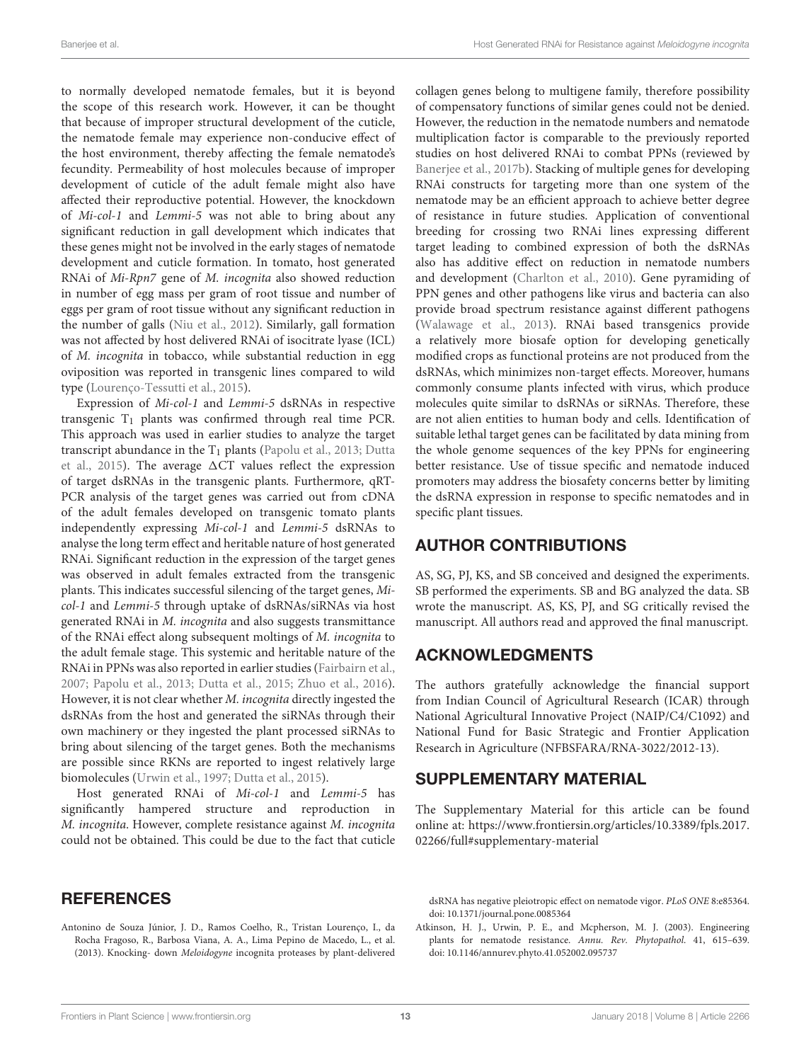to normally developed nematode females, but it is beyond the scope of this research work. However, it can be thought that because of improper structural development of the cuticle, the nematode female may experience non-conducive effect of the host environment, thereby affecting the female nematode's fecundity. Permeability of host molecules because of improper development of cuticle of the adult female might also have affected their reproductive potential. However, the knockdown of *Mi-col-1* and *Lemmi-5* was not able to bring about any significant reduction in gall development which indicates that these genes might not be involved in the early stages of nematode development and cuticle formation. In tomato, host generated RNAi of *Mi-Rpn7* gene of *M. incognita* also showed reduction in number of egg mass per gram of root tissue and number of eggs per gram of root tissue without any significant reduction in the number of galls (Niu et al., 2012). Similarly, gall formation was not affected by host delivered RNAi of isocitrate lyase (ICL) of *M. incognita* in tobacco, while substantial reduction in egg oviposition was reported in transgenic lines compared to wild type (Lourenço-Tessutti et al., 2015).

Expression of *Mi-col-1* and *Lemmi-5* dsRNAs in respective transgenic $T_1$ plants was confirmed through real time PCR. This approach was used in earlier studies to analyze the target transcript abundance in the $T_1$ plants (Papolu et al., 2013; Dutta et al., 2015). The average $\Delta$CT values reflect the expression of target dsRNAs in the transgenic plants. Furthermore, qRT-PCR analysis of the target genes was carried out from cDNA of the adult females developed on transgenic tomato plants independently expressing *Mi-col-1* and *Lemmi-5* dsRNAs to analyse the long term effect and heritable nature of host generated RNAi. Significant reduction in the expression of the target genes was observed in adult females extracted from the transgenic plants. This indicates successful silencing of the target genes, *Mi-col-1* and *Lemmi-5* through uptake of dsRNAs/siRNAs via host generated RNAi in *M. incognita* and also suggests transmittance of the RNAi effect along subsequent moltings of *M. incognita* to the adult female stage. This systemic and heritable nature of the RNAi in PPNs was also reported in earlier studies (Fairbairn et al., 2007; Papolu et al., 2013; Dutta et al., 2015; Zhuo et al., 2016). However, it is not clear whether *M. incognita* directly ingested the dsRNAs from the host and generated the siRNAs through their own machinery or they ingested the plant processed siRNAs to bring about silencing of the target genes. Both the mechanisms are possible since RKNs are reported to ingest relatively large biomolecules (Urwin et al., 1997; Dutta et al., 2015).

Host generated RNAi of *Mi-col-1* and *Lemmi-5* has significantly hampered structure and reproduction in *M. incognita*. However, complete resistance against *M. incognita* could not be obtained. This could be due to the fact that cuticle collagen genes belong to multigene family, therefore possibility of compensatory functions of similar genes could not be denied. However, the reduction in the nematode numbers and nematode multiplication factor is comparable to the previously reported studies on host delivered RNAi to combat PPNs (reviewed by Banerjee et al., 2017b). Stacking of multiple genes for developing RNAi constructs for targeting more than one system of the nematode may be an efficient approach to achieve better degree of resistance in future studies. Application of conventional breeding for crossing two RNAi lines expressing different target leading to combined expression of both the dsRNAs also has additive effect on reduction in nematode numbers and development (Charlton et al., 2010). Gene pyramiding of PPN genes and other pathogens like virus and bacteria can also provide broad spectrum resistance against different pathogens (Walawage et al., 2013). RNAi based transgenics provide a relatively more biosafe option for developing genetically modified crops as functional proteins are not produced from the dsRNAs, which minimizes non-target effects. Moreover, humans commonly consume plants infected with virus, which produce molecules quite similar to dsRNAs or siRNAs. Therefore, these are not alien entities to human body and cells. Identification of suitable lethal target genes can be facilitated by data mining from the whole genome sequences of the key PPNs for engineering better resistance. Use of tissue specific and nematode induced promoters may address the biosafety concerns better by limiting the dsRNA expression in response to specific nematodes and in specific plant tissues.

## AUTHOR CONTRIBUTIONS

AS, SG, PJ, KS, and SB conceived and designed the experiments. SB performed the experiments. SB and BG analyzed the data. SB wrote the manuscript. AS, KS, PJ, and SG critically revised the manuscript. All authors read and approved the final manuscript.

## ACKNOWLEDGMENTS

The authors gratefully acknowledge the financial support from Indian Council of Agricultural Research (ICAR) through National Agricultural Innovative Project (NAIP/C4/C1092) and National Fund for Basic Strategic and Frontier Application Research in Agriculture (NFBSFARA/RNA-3022/2012-13).

## SUPPLEMENTARY MATERIAL

The Supplementary Material for this article can be found online at: https://www.frontiersin.org/articles/10.3389/fpls.2017.02266/full#supplementary-material

## REFERENCES

Antonino de Souza Júnior, J. D., Ramos Coelho, R., Tristan Lourenço, I., da Rocha Fragoso, R., Barbosa Viana, A. A., Lima Pepino de Macedo, L., et al. (2013). Knocking- down *Meloidogyne* incognita proteases by plant-delivered dsRNA has negative pleiotropic effect on nematode vigor. *PLoS ONE* 8:e85364. doi: 10.1371/journal.pone.0085364

Atkinson, H. J., Urwin, P. E., and Mcpherson, M. J. (2003). Engineering plants for nematode resistance. *Annu. Rev. Phytopathol.* 41, 615–639. doi: 10.1146/annurev.phyto.41.052002.095737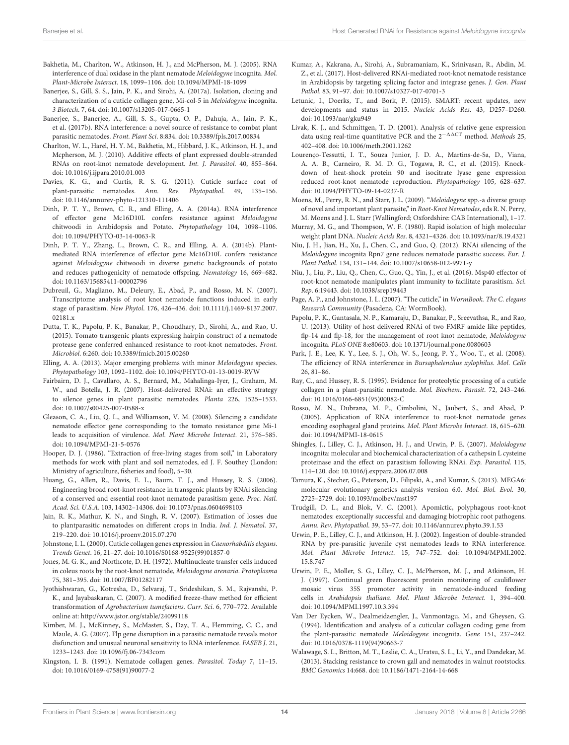Bakhetia, M., Charlton, W., Atkinson, H. J., and McPherson, M. J. (2005). RNA interference of dual oxidase in the plant nematode *Meloidogyne* incognita. *Mol. Plant-Microbe Interact*. 18, 1099–1106. doi: 10.1094/MPMI-18-1099

Banerjee, S., Gill, S. S., Jain, P. K., and Sirohi, A. (2017a). Isolation, cloning and characterization of a cuticle collagen gene, Mi-col-5 in *Meloidogyne* incognita. *3 Biotech*. 7, 64. doi: 10.1007/s13205-017-0665-1

Banerjee, S., Banerjee, A., Gill, S. S., Gupta, O. P., Dahuja, A., Jain, P. K., et al. (2017b). RNA interference: a novel source of resistance to combat plant parasitic nematodes. *Front. Plant Sci*. 8:834. doi: 10.3389/fpls.2017.00834

Charlton, W. L., Harel, H. Y. M., Bakhetia, M., Hibbard, J. K., Atkinson, H. J., and Mcpherson, M. J. (2010). Additive effects of plant expressed double-stranded RNAs on root-knot nematode development. *Int. J. Parasitol*. 40, 855–864. doi: 10.1016/j.ijpara.2010.01.003

Davies, K. G., and Curtis, R. S. G. (2011). Cuticle surface coat of plant-parasitic nematodes. *Ann. Rev. Phytopathol*. 49, 135–156. doi: 10.1146/annurev-phyto-121310-111406

Dinh, P. T. Y., Brown, C. R., and Elling, A. A. (2014a). RNA interference of effector gene Mc16D10L confers resistance against *Meloidogyne* chitwoodi in Arabidopsis and Potato. *Phytopathology* 104, 1098–1106. doi: 10.1094/PHYTO-03-14-0063-R

Dinh, P. T. Y., Zhang, L., Brown, C. R., and Elling, A. A. (2014b). Plant-mediated RNA interference of effector gene Mc16D10L confers resistance against *Meloidogyne* chitwoodi in diverse genetic backgrounds of potato and reduces pathogenicity of nematode offspring. *Nematology* 16, 669–682. doi: 10.1163/15685411-00002796

Dubreuil, G., Magliano, M., Deleury, E., Abad, P., and Rosso, M. N. (2007). Transcriptome analysis of root knot nematode functions induced in early stage of parasitism. *New Phytol*. 176, 426–436. doi: 10.1111/j.1469-8137.2007.02181.x

Dutta, T. K., Papolu, P. K., Banakar, P., Choudhary, D., Sirohi, A., and Rao, U. (2015). Tomato transgenic plants expressing hairpin construct of a nematode protease gene conferred enhanced resistance to root-knot nematodes. *Front. Microbiol*. 6:260. doi: 10.3389/fmicb.2015.00260

Elling, A. A. (2013). Major emerging problems with minor *Meloidogyne* species. *Phytopathology* 103, 1092–1102. doi: 10.1094/PHYTO-01-13-0019-RVW

Fairbairn, D. J., Cavallaro, A. S., Bernard, M., Mahalinga-Iyer, J., Graham, M. W., and Botella, J. R. (2007). Host-delivered RNAi: an effective strategy to silence genes in plant parasitic nematodes. *Planta* 226, 1525–1533. doi: 10.1007/s00425-007-0588-x

Gleason, C. A., Liu, Q. L., and Williamson, V. M. (2008). Silencing a candidate nematode effector gene corresponding to the tomato resistance gene Mi-1 leads to acquisition of virulence. *Mol. Plant Microbe Interact*. 21, 576–585. doi: 10.1094/MPMI-21-5-0576

Hooper, D. J. (1986). "Extraction of free-living stages from soil," in Laboratory methods for work with plant and soil nematodes, ed J. F. Southey (London: Ministry of agriculture, fisheries and food), 5–30.

Huang, G., Allen, R., Davis, E. L., Baum, T. J., and Hussey, R. S. (2006). Engineering broad root-knot resistance in transgenic plants by RNAi silencing of a conserved and essential root-knot nematode parasitism gene. *Proc. Natl. Acad. Sci. U.S.A*. 103, 14302–14306. doi: 10.1073/pnas.0604698103

Jain, R. K., Mathur, K. N., and Singh, R. V. (2007). Estimation of losses due to plantparasitic nematodes on different crops in India. *Ind. J. Nematol*. 37, 219–220. doi: 10.1016/j.proenv.2015.07.270

Johnstone, I. L. (2000). Cuticle collagen genes expression in *Caenorhabditis elegans*. *Trends Genet*. 16, 21–27. doi: 10.1016/S0168-9525(99)01857-0

Jones, M. G. K., and Northcote, D. H. (1972). Multinucleate transfer cells induced in coleus roots by the root-knot nematode, *Meloidogyne arenaria*. *Protoplasma* 75, 381–395. doi: 10.1007/BF01282117

Jyothishwaran, G., Kotresha, D., Selvaraj, T., Srideshikan, S. M., Rajvanshi, P. K., and Jayabaskaran, C. (2007). A modified freeze-thaw method for efficient transformation of *Agrobacterium tumefaciens*. *Curr. Sci*. 6, 770–772. Available online at: http://www.jstor.org/stable/24099118

Kimber, M. J., McKinney, S., McMaster, S., Day, T. A., Flemming, C. C., and Maule, A. G. (2007). Flp gene disruption in a parasitic nematode reveals motor disfunction and unusual neuronal sensitivity to RNA interference. *FASEB J*. 21, 1233–1243. doi: 10.1096/fj.06-7343com

Kingston, I. B. (1991). Nematode collagen genes. *Parasitol. Today* 7, 11–15. doi: 10.1016/0169-4758(91)90077-2

Kumar, A., Kakrana, A., Sirohi, A., Subramaniam, K., Srinivasan, R., Abdin, M. Z., et al. (2017). Host-delivered RNAi-mediated root-knot nematode resistance in Arabidopsis by targeting splicing factor and integrase genes. *J. Gen. Plant Pathol*. 83, 91–97. doi: 10.1007/s10327-017-0701-3

Letunic, I., Doerks, T., and Bork, P. (2015). SMART: recent updates, new developments and status in 2015. *Nucleic Acids Res*. 43, D257–D260. doi: 10.1093/nar/gku949

Livak, K. J., and Schmittgen, T. D. (2001). Analysis of relative gene expression data using real-time quantitative PCR and the $2^{-\Delta\Delta CT}$ method. *Methods* 25, 402–408. doi: 10.1006/meth.2001.1262

Lourenço-Tessutti, I. T., Souza Junior, J. D. A., Martins-de-Sa, D., Viana, A. A. B., Carneiro, R. M. D. G., Togawa, R. C., et al. (2015). Knock-down of heat-shock protein 90 and isocitrate lyase gene expression reduced root-knot nematode reproduction. *Phytopathology* 105, 628–637. doi: 10.1094/PHYTO-09-14-0237-R

Moens, M., Perry, R. N., and Starr, J. L. (2009). "*Meloidogyne* spp.-a diverse group of novel and important plant parasite," in *Root-Knot Nematodes*, eds R. N. Perry, M. Moens and J. L. Starr (Wallingford; Oxfordshire: CAB International), 1–17.

Murray, M. G., and Thompson, W. F. (1980). Rapid isolation of high molecular weight plant DNA. *Nucleic Acids Res*. 8, 4321–4326. doi: 10.1093/nar/8.19.4321

Niu, J. H., Jian, H., Xu, J., Chen, C., and Guo, Q. (2012). RNAi silencing of the *Meloidogyne* incognita Rpn7 gene reduces nematode parasitic success. *Eur. J. Plant Pathol*. 134, 131–144. doi: 10.1007/s10658-012-9971-y

Niu, J., Liu, P., Liu, Q., Chen, C., Guo, Q., Yin, J., et al. (2016). Msp40 effector of root-knot nematode manipulates plant immunity to facilitate parasitism. *Sci. Rep*. 6:19443. doi: 10.1038/srep19443

Page, A. P., and Johnstone, I. L. (2007). "The cuticle," in *WormBook. The C. elegans Research Community* (Pasadena, CA: WormBook).

Papolu, P. K., Gantasala, N. P., Kamaraju, D., Banakar, P., Sreevathsa, R., and Rao, U. (2013). Utility of host delivered RNAi of two FMRF amide like peptides, flp-14 and flp-18, for the management of root knot nematode, *Meloidogyne* incognita. *PLoS ONE* 8:e80603. doi: 10.1371/journal.pone.0080603

Park, J. E., Lee, K. Y., Lee, S. J., Oh, W. S., Jeong, P. Y., Woo, T., et al. (2008). The efficiency of RNA interference in *Bursaphelenchus xylophilus*. *Mol. Cells* 26, 81–86.

Ray, C., and Hussey, R. S. (1995). Evidence for proteolytic processing of a cuticle collagen in a plant-parasitic nematode. *Mol. Biochem. Parasit*. 72, 243–246. doi: 10.1016/0166-6851(95)00082-C

Rosso, M. N., Dubrana, M. P., Cimbolini, N., Jaubert, S., and Abad, P. (2005). Application of RNA interference to root-knot nematode genes encoding esophageal gland proteins. *Mol. Plant Microbe Interact*. 18, 615–620. doi: 10.1094/MPMI-18-0615

Shingles, J., Lilley, C. J., Atkinson, H. J., and Urwin, P. E. (2007). *Meloidogyne* incognita: molecular and biochemical characterization of a cathepsin L cysteine proteinase and the effect on parasitism following RNAi. *Exp. Parasitol*. 115, 114–120. doi: 10.1016/j.exppara.2006.07.008

Tamura, K., Stecher, G., Peterson, D., Filipski, A., and Kumar, S. (2013). MEGA6: molecular evolutionary genetics analysis version 6.0. *Mol. Biol. Evol*. 30, 2725–2729. doi: 10.1093/molbev/mst197

Trudgill, D. L., and Blok, V. C. (2001). Apomictic, polyphagous root-knot nematodes: exceptionally successful and damaging biotrophic root pathogens. *Annu. Rev. Phytopathol*. 39, 53–77. doi: 10.1146/annurev.phyto.39.1.53

Urwin, P. E., Lilley, C. J., and Atkinson, H. J. (2002). Ingestion of double-stranded RNA by pre-parasitic juvenile cyst nematodes leads to RNA interference. *Mol. Plant Microbe Interact*. 15, 747–752. doi: 10.1094/MPMI.2002.15.8.747

Urwin, P. E., Moller, S. G., Lilley, C. J., McPherson, M. J., and Atkinson, H. J. (1997). Continual green fluorescent protein monitoring of cauliflower mosaic virus 35S promoter activity in nematode-induced feeding cells in *Arabidopsis thaliana*. *Mol. Plant Microbe Interact*. 1, 394–400. doi: 10.1094/MPMI.1997.10.3.394

Van Der Eycken, W., Dealmeidaengler, J., Vanmontagu, M., and Gheysen, G. (1994). Identification and analysis of a cuticular collagen coding gene from the plant-parasitic nematode *Meloidogyne* incognita. *Gene* 151, 237–242. doi: 10.1016/0378-1119(94)90663-7

Walawage, S. L., Britton, M. T., Leslie, C. A., Uratsu, S. L., Li, Y., and Dandekar, M. (2013). Stacking resistance to crown gall and nematodes in walnut rootstocks. *BMC Genomics* 14:668. doi: 10.1186/1471-2164-14-668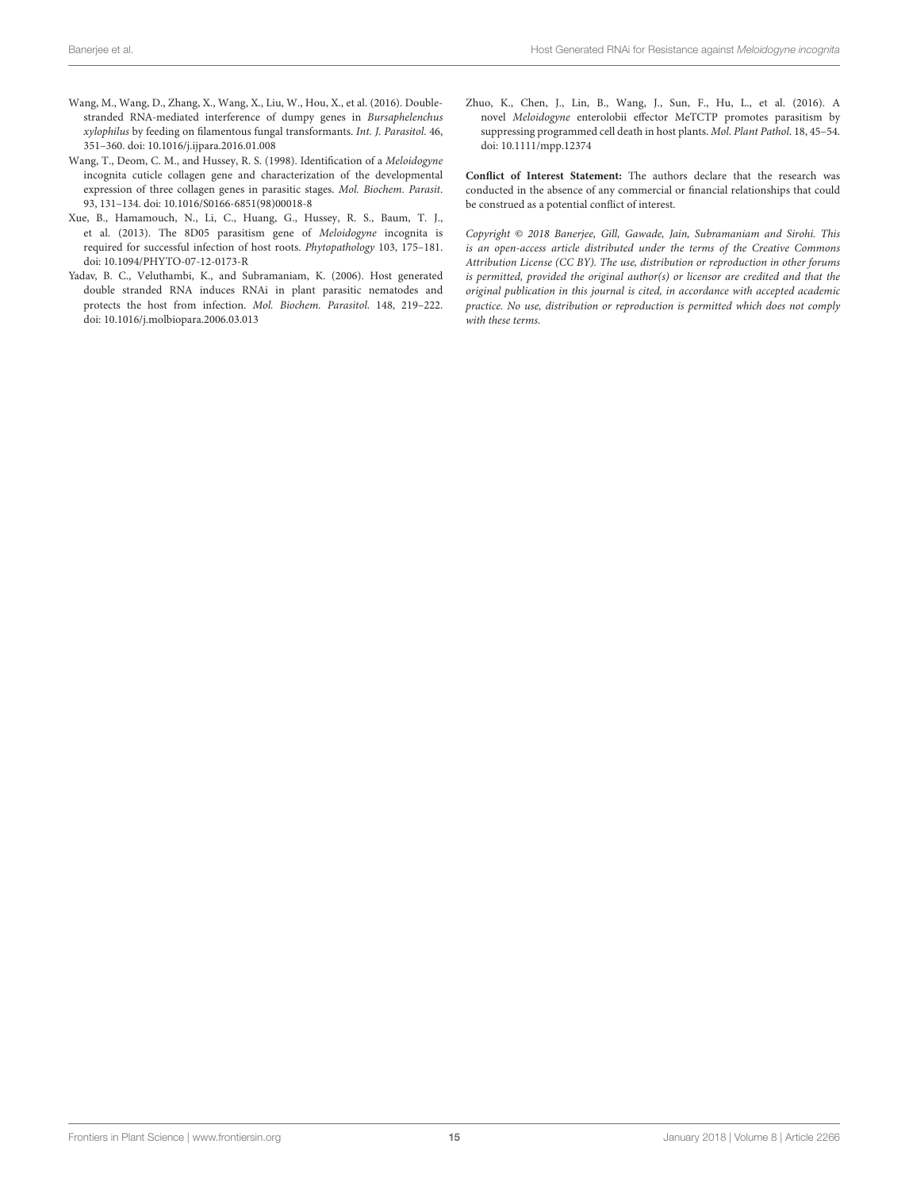Wang, M., Wang, D., Zhang, X., Wang, X., Liu, W., Hou, X., et al. (2016). Double-stranded RNA-mediated interference of dumpy genes in *Bursaphelenchus xylophilus* by feeding on filamentous fungal transformants. *Int. J. Parasitol.* 46, 351–360. doi: 10.1016/j.ijpara.2016.01.008

Wang, T., Deom, C. M., and Hussey, R. S. (1998). Identification of a *Meloidogyne* incognita cuticle collagen gene and characterization of the developmental expression of three collagen genes in parasitic stages. *Mol. Biochem. Parasit.* 93, 131–134. doi: 10.1016/S0166-6851(98)00018-8

Xue, B., Hamamouch, N., Li, C., Huang, G., Hussey, R. S., Baum, T. J., et al. (2013). The 8D05 parasitism gene of *Meloidogyne* incognita is required for successful infection of host roots. *Phytopathology* 103, 175–181. doi: 10.1094/PHYTO-07-12-0173-R

Yadav, B. C., Veluthambi, K., and Subramaniam, K. (2006). Host generated double stranded RNA induces RNAi in plant parasitic nematodes and protects the host from infection. *Mol. Biochem. Parasitol.* 148, 219–222. doi: 10.1016/j.molbiopara.2006.03.013

Zhuo, K., Chen, J., Lin, B., Wang, J., Sun, F., Hu, L., et al. (2016). A novel *Meloidogyne* enterolobii effector MeTCTP promotes parasitism by suppressing programmed cell death in host plants. *Mol. Plant Pathol.* 18, 45–54. doi: 10.1111/mpp.12374

**Conflict of Interest Statement:** The authors declare that the research was conducted in the absence of any commercial or financial relationships that could be construed as a potential conflict of interest.

*Copyright © 2018 Banerjee, Gill, Gawade, Jain, Subramaniam and Sirohi. This is an open-access article distributed under the terms of the Creative Commons Attribution License (CC BY). The use, distribution or reproduction in other forums is permitted, provided the original author(s) or licensor are credited and that the original publication in this journal is cited, in accordance with accepted academic practice. No use, distribution or reproduction is permitted which does not comply with these terms.*